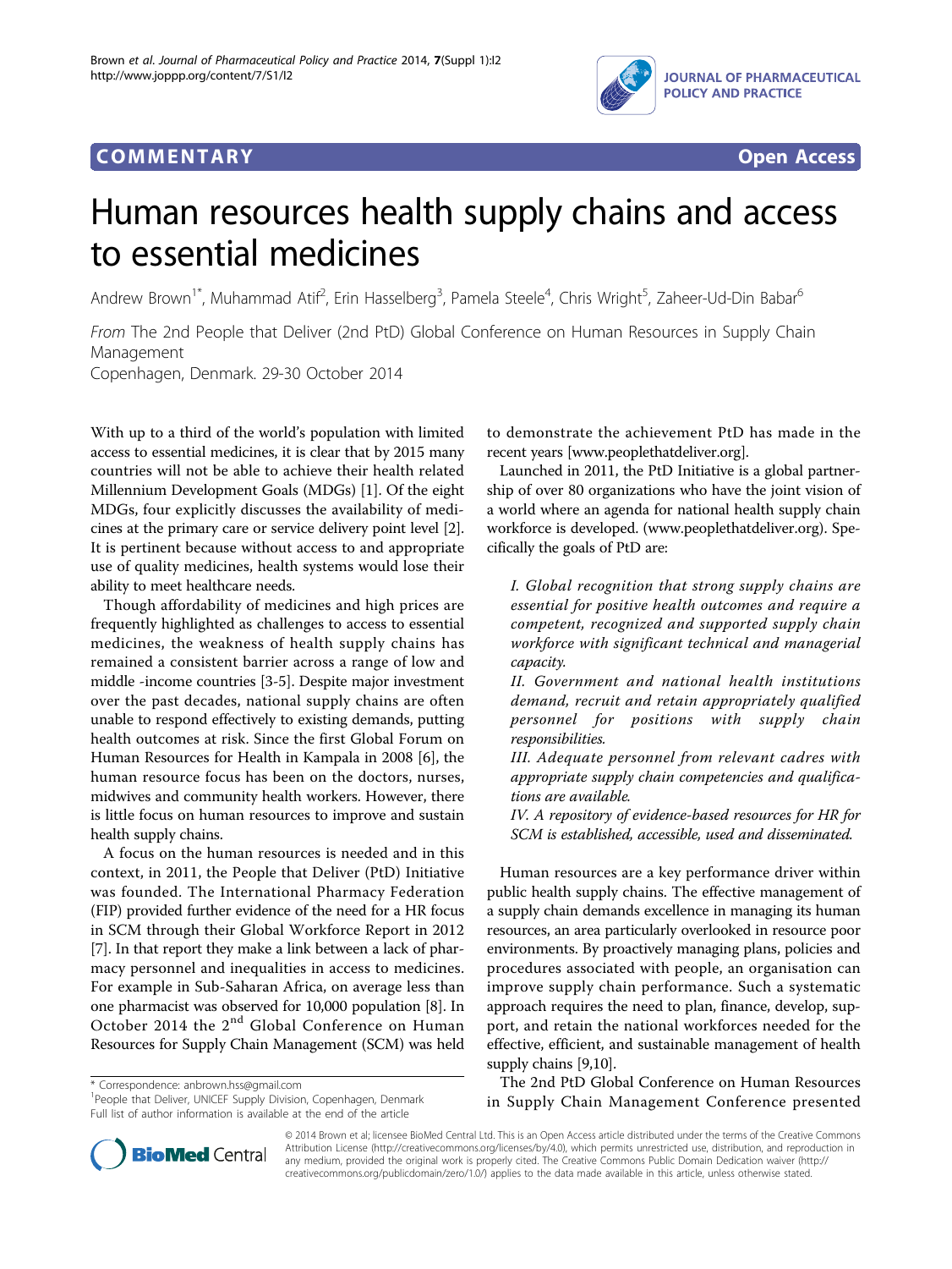COMMENTARY Open Access

# Human resources health supply chains and access to essential medicines

Andrew Brown[1*], Muhammad Atif[2], Erin Hasselberg[3], Pamela Steele[4], Chris Wright[5], Zaheer-Ud-Din Babar[6]

*From* The 2nd People that Deliver (2nd PtD) Global Conference on Human Resources in Supply Chain Management
Copenhagen, Denmark. 29-30 October 2014

With up to a third of the world's population with limited access to essential medicines, it is clear that by 2015 many countries will not be able to achieve their health related Millennium Development Goals (MDGs) [1]. Of the eight MDGs, four explicitly discusses the availability of medicines at the primary care or service delivery point level [2]. It is pertinent because without access to and appropriate use of quality medicines, health systems would lose their ability to meet healthcare needs.

Though affordability of medicines and high prices are frequently highlighted as challenges to access to essential medicines, the weakness of health supply chains has remained a consistent barrier across a range of low and middle -income countries [3-5]. Despite major investment over the past decades, national supply chains are often unable to respond effectively to existing demands, putting health outcomes at risk. Since the first Global Forum on Human Resources for Health in Kampala in 2008 [6], the human resource focus has been on the doctors, nurses, midwives and community health workers. However, there is little focus on human resources to improve and sustain health supply chains.

A focus on the human resources is needed and in this context, in 2011, the People that Deliver (PtD) Initiative was founded. The International Pharmacy Federation (FIP) provided further evidence of the need for a HR focus in SCM through their Global Workforce Report in 2012 [7]. In that report they make a link between a lack of pharmacy personnel and inequalities in access to medicines. For example in Sub-Saharan Africa, on average less than one pharmacist was observed for 10,000 population [8]. In October 2014 the 2nd Global Conference on Human Resources for Supply Chain Management (SCM) was held to demonstrate the achievement PtD has made in the recent years [www.peoplethatdeliver.org].

Launched in 2011, the PtD Initiative is a global partnership of over 80 organizations who have the joint vision of a world where an agenda for national health supply chain workforce is developed. (www.peoplethatdeliver.org). Specifically the goals of PtD are:

*I. Global recognition that strong supply chains are essential for positive health outcomes and require a competent, recognized and supported supply chain workforce with significant technical and managerial capacity.*

*II. Government and national health institutions demand, recruit and retain appropriately qualified personnel for positions with supply chain responsibilities.*

*III. Adequate personnel from relevant cadres with appropriate supply chain competencies and qualifications are available.*

*IV. A repository of evidence-based resources for HR for SCM is established, accessible, used and disseminated.*

Human resources are a key performance driver within public health supply chains. The effective management of a supply chain demands excellence in managing its human resources, an area particularly overlooked in resource poor environments. By proactively managing plans, policies and procedures associated with people, an organisation can improve supply chain performance. Such a systematic approach requires the need to plan, finance, develop, support, and retain the national workforces needed for the effective, efficient, and sustainable management of health supply chains [9,10].

The 2nd PtD Global Conference on Human Resources in Supply Chain Management Conference presented

\* Correspondence: anbrown.hss@gmail.com
[1]People that Deliver, UNICEF Supply Division, Copenhagen, Denmark
Full list of author information is available at the end of the article

© 2014 Brown et al; licensee BioMed Central Ltd. This is an Open Access article distributed under the terms of the Creative Commons Attribution License (http://creativecommons.org/licenses/by/4.0), which permits unrestricted use, distribution, and reproduction in any medium, provided the original work is properly cited. The Creative Commons Public Domain Dedication waiver (http://creativecommons.org/publicdomain/zero/1.0/) applies to the data made available in this article, unless otherwise stated.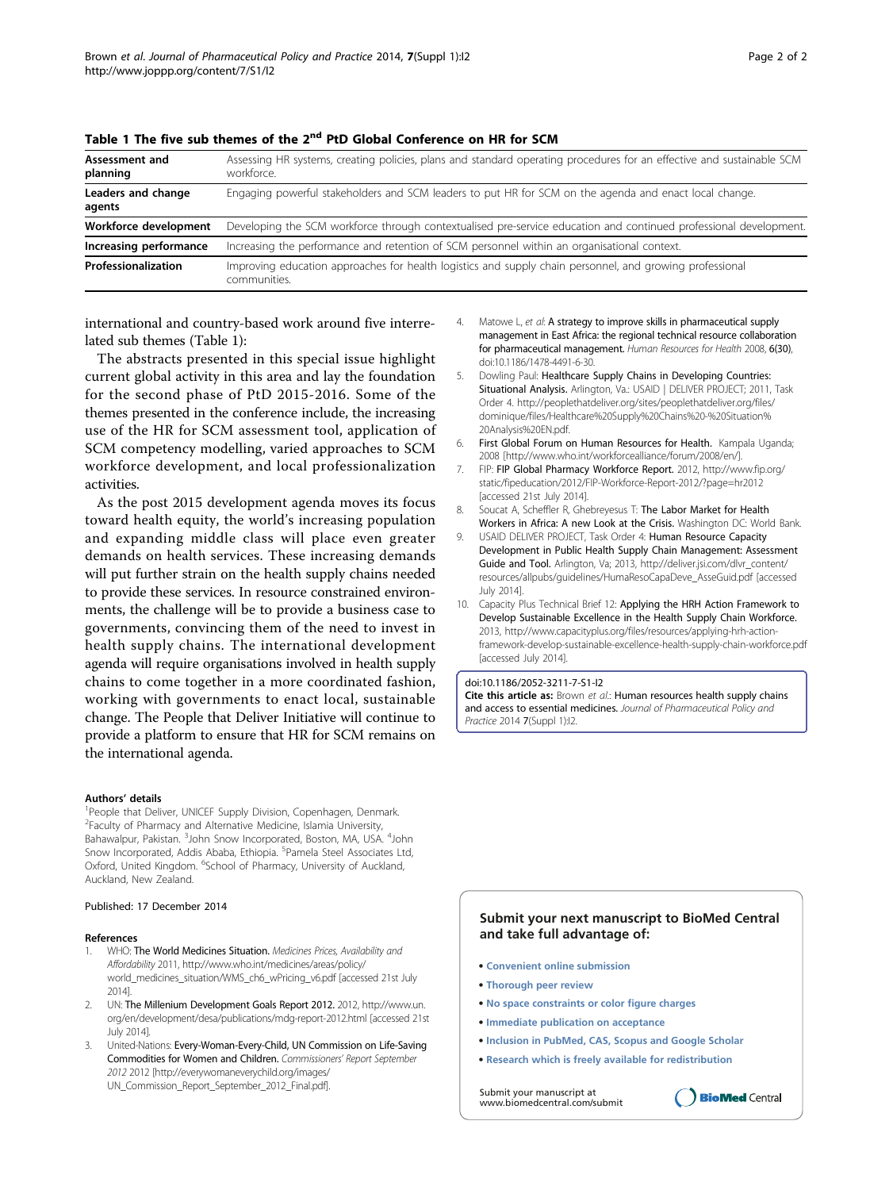**Table 1 The five sub themes of the 2nd PtD Global Conference on HR for SCM**

| | |
|---|---|
| **Assessment and planning** | Assessing HR systems, creating policies, plans and standard operating procedures for an effective and sustainable SCM workforce. |
| **Leaders and change agents** | Engaging powerful stakeholders and SCM leaders to put HR for SCM on the agenda and enact local change. |
| **Workforce development** | Developing the SCM workforce through contextualised pre-service education and continued professional development. |
| **Increasing performance** | Increasing the performance and retention of SCM personnel within an organisational context. |
| **Professionalization** | Improving education approaches for health logistics and supply chain personnel, and growing professional communities. |

international and country-based work around five interrelated sub themes (Table 1):

The abstracts presented in this special issue highlight current global activity in this area and lay the foundation for the second phase of PtD 2015-2016. Some of the themes presented in the conference include, the increasing use of the HR for SCM assessment tool, application of SCM competency modelling, varied approaches to SCM workforce development, and local professionalization activities.

As the post 2015 development agenda moves its focus toward health equity, the world's increasing population and expanding middle class will place even greater demands on health services. These increasing demands will put further strain on the health supply chains needed to provide these services. In resource constrained environments, the challenge will be to provide a business case to governments, convincing them of the need to invest in health supply chains. The international development agenda will require organisations involved in health supply chains to come together in a more coordinated fashion, working with governments to enact local, sustainable change. The People that Deliver Initiative will continue to provide a platform to ensure that HR for SCM remains on the international agenda.

#### Authors' details

[1]People that Deliver, UNICEF Supply Division, Copenhagen, Denmark. [2]Faculty of Pharmacy and Alternative Medicine, Islamia University, Bahawalpur, Pakistan. [3]John Snow Incorporated, Boston, MA, USA. [4]John Snow Incorporated, Addis Ababa, Ethiopia. [5]Pamela Steel Associates Ltd, Oxford, United Kingdom. [6]School of Pharmacy, University of Auckland, Auckland, New Zealand.

Published: 17 December 2014

#### References

1. WHO: **The World Medicines Situation.** *Medicines Prices, Availability and Affordability* 2011, http://www.who.int/medicines/areas/policy/world_medicines_situation/WMS_ch6_wPricing_v6.pdf [accessed 21st July 2014].
2. UN: **The Millenium Development Goals Report 2012.** 2012, http://www.un.org/en/development/desa/publications/mdg-report-2012.html [accessed 21st July 2014].
3. United-Nations: **Every-Woman-Every-Child, UN Commission on Life-Saving Commodities for Women and Children.** *Commissioners' Report September 2012* 2012 [http://everywomaneverychild.org/images/UN_Commission_Report_September_2012_Final.pdf].
4. Matowe L, *et al*: **A strategy to improve skills in pharmaceutical supply management in East Africa: the regional technical resource collaboration for pharmaceutical management.** *Human Resources for Health* 2008, **6(30)**, doi:10.1186/1478-4491-6-30.
5. Dowling Paul: **Healthcare Supply Chains in Developing Countries: Situational Analysis.** Arlington, Va.: USAID | DELIVER PROJECT; 2011, Task Order 4. http://peoplethatdeliver.org/sites/peoplethatdeliver.org/files/dominique/files/Healthcare%20Supply%20Chains%20-%20Situation%20Analysis%20EN.pdf.
6. **First Global Forum on Human Resources for Health.** Kampala Uganda; 2008 [http://www.who.int/workforcealliance/forum/2008/en/].
7. FIP: **FIP Global Pharmacy Workforce Report.** 2012, http://www.fip.org/static/fipeducation/2012/FIP-Workforce-Report-2012/?page=hr2012 [accessed 21st July 2014].
8. Soucat A, Scheffler R, Ghebreyesus T: **The Labor Market for Health Workers in Africa: A new Look at the Crisis.** Washington DC: World Bank.
9. USAID DELIVER PROJECT, Task Order 4: **Human Resource Capacity Development in Public Health Supply Chain Management: Assessment Guide and Tool.** Arlington, Va; 2013, http://deliver.jsi.com/dlvr_content/resources/allpubs/guidelines/HumaResoCapaDeve_AsseGuid.pdf [accessed July 2014].
10. Capacity Plus Technical Brief 12: **Applying the HRH Action Framework to Develop Sustainable Excellence in the Health Supply Chain Workforce.** 2013, http://www.capacityplus.org/files/resources/applying-hrh-action-framework-develop-sustainable-excellence-health-supply-chain-workforce.pdf [accessed July 2014].

doi:10.1186/2052-3211-7-S1-I2

**Cite this article as:** Brown *et al.*: Human resources health supply chains and access to essential medicines. *Journal of Pharmaceutical Policy and Practice* 2014 **7**(Suppl 1):I2.

**Submit your next manuscript to BioMed Central and take full advantage of:**

- Convenient online submission
- Thorough peer review
- No space constraints or color figure charges
- Immediate publication on acceptance
- Inclusion in PubMed, CAS, Scopus and Google Scholar
- Research which is freely available for redistribution

Submit your manuscript at www.biomedcentral.com/submit

BioMed Central